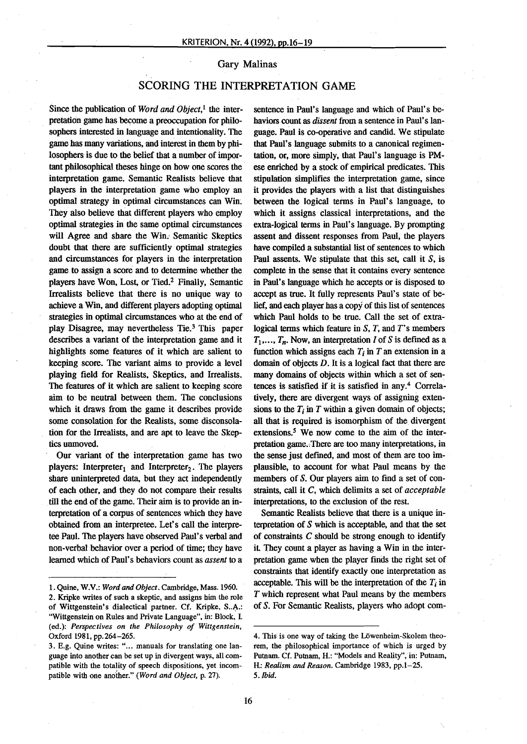Gary Malinas

# SCORING THE INTERPRETATION GAME

Since the publication of *Word and Object*,[1] the interpretation game has become a preoccupation for philosophers interested in language and intentionality. The game has many variations, and interest in them by philosophers is due to the belief that a number of important philosophical theses hinge on how one scores the interpretation game. Semantic Realists believe that players in the interpretation game who employ an optimal strategy in optimal circumstances can Win. They also believe that different players who employ optimal strategies in the same optimal circumstances will Agree and share the Win. Semantic Skeptics doubt that there are sufficiently optimal strategies and circumstances for players in the interpretation game to assign a score and to determine whether the players have Won, Lost, or Tied.[2] Finally, Semantic Irrealists believe that there is no unique way to achieve a Win, and different players adopting optimal strategies in optimal circumstances who at the end of play Disagree, may nevertheless Tie.[3] This paper describes a variant of the interpretation game and it highlights some features of it which are salient to keeping score. The variant aims to provide a level playing field for Realists, Skeptics, and Irrealists. The features of it which are salient to keeping score aim to be neutral between them. The conclusions which it draws from the game it describes provide some consolation for the Realists, some disconsolation for the Irrealists, and are apt to leave the Skeptics unmoved.

Our variant of the interpretation game has two players: $\text{Interpreter}_1$ and $\text{Interpreter}_2$. The players share uninterpreted data, but they act independently of each other, and they do not compare their results till the end of the game. Their aim is to provide an interpretation of a corpus of sentences which they have obtained from an interpretee. Let's call the interpretee Paul. The players have observed Paul's verbal and non-verbal behavior over a period of time; they have learned which of Paul's behaviors count as *assent* to a sentence in Paul's language and which of Paul's behaviors count as *dissent* from a sentence in Paul's language. Paul is co-operative and candid. We stipulate that Paul's language submits to a canonical regimentation, or, more simply, that Paul's language is PM-ese enriched by a stock of empirical predicates. This stipulation simplifies the interpretation game, since it provides the players with a list that distinguishes between the logical terms in Paul's language, to which it assigns classical interpretations, and the extra-logical terms in Paul's language. By prompting assent and dissent responses from Paul, the players have compiled a substantial list of sentences to which Paul assents. We stipulate that this set, call it $S$, is complete in the sense that it contains every sentence in Paul's language which he accepts or is disposed to accept as true. It fully represents Paul's state of belief, and each player has a copy of this list of sentences which Paul holds to be true. Call the set of extra-logical terms which feature in $S$, $T$, and $T$'s members $T_1, \ldots, T_n$. Now, an interpretation $I$ of $S$ is defined as a function which assigns each $T_i$ in $T$ an extension in a domain of objects $D$. It is a logical fact that there are many domains of objects within which a set of sentences is satisfied if it is satisfied in any.[4] Correlatively, there are divergent ways of assigning extensions to the $T_i$ in $T$ within a given domain of objects; all that is required is isomorphism of the divergent extensions.[5] We now come to the aim of the interpretation game. There are too many interpretations, in the sense just defined, and most of them are too implausible, to account for what Paul means by the members of $S$. Our players aim to find a set of constraints, call it $C$, which delimits a set of *acceptable* interpretations, to the exclusion of the rest.

Semantic Realists believe that there is a unique interpretation of $S$ which is acceptable, and that the set of constraints $C$ should be strong enough to identify it. They count a player as having a Win in the interpretation game when the player finds the right set of constraints that identify exactly one interpretation as acceptable. This will be the interpretation of the $T_i$ in $T$ which represent what Paul means by the members of $S$. For Semantic Realists, players who adopt com-

---

1. Quine, W.V.: *Word and Object*. Cambridge, Mass. 1960.
2. Kripke writes of such a skeptic, and assigns him the role of Wittgenstein's dialectical partner. Cf. Kripke, S.A.: "Wittgenstein on Rules and Private Language", in: Block, I. (ed.): *Perspectives on the Philosophy of Wittgenstein*, Oxford 1981, pp.264–265.
3. E.g. Quine writes: "... manuals for translating one language into another can be set up in divergent ways, all compatible with the totality of speech dispositions, yet incompatible with one another." (*Word and Object*, p. 27).
4. This is one way of taking the Löwenheim-Skolem theorem, the philosophical importance of which is urged by Putnam. Cf. Putnam, H.: "Models and Reality", in: Putnam, H.: *Realism and Reason*. Cambridge 1983, pp.1–25.
5. *Ibid.*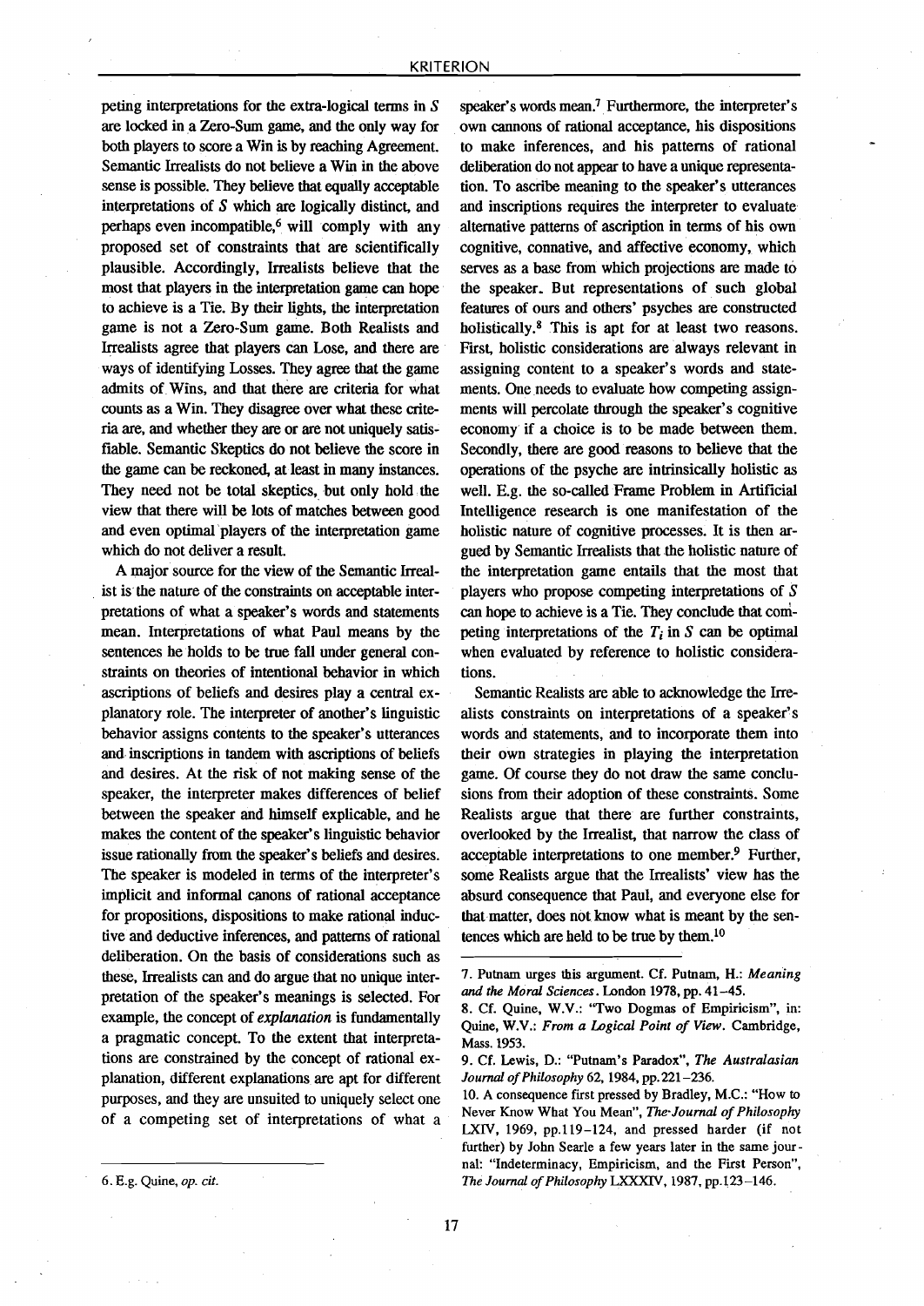peting interpretations for the extra-logical terms in $S$ are locked in a Zero-Sum game, and the only way for both players to score a Win is by reaching Agreement. Semantic Irrealists do not believe a Win in the above sense is possible. They believe that equally acceptable interpretations of $S$ which are logically distinct, and perhaps even incompatible,[6] will comply with any proposed set of constraints that are scientifically plausible. Accordingly, Irrealists believe that the most that players in the interpretation game can hope to achieve is a Tie. By their lights, the interpretation game is not a Zero-Sum game. Both Realists and Irrealists agree that players can Lose, and there are ways of identifying Losses. They agree that the game admits of Wins, and that there are criteria for what counts as a Win. They disagree over what these criteria are, and whether they are or are not uniquely satisfiable. Semantic Skeptics do not believe the score in the game can be reckoned, at least in many instances. They need not be total skeptics, but only hold the view that there will be lots of matches between good and even optimal players of the interpretation game which do not deliver a result.

A major source for the view of the Semantic Irrealist is the nature of the constraints on acceptable interpretations of what a speaker's words and statements mean. Interpretations of what Paul means by the sentences he holds to be true fall under general constraints on theories of intentional behavior in which ascriptions of beliefs and desires play a central explanatory role. The interpreter of another's linguistic behavior assigns contents to the speaker's utterances and inscriptions in tandem with ascriptions of beliefs and desires. At the risk of not making sense of the speaker, the interpreter makes differences of belief between the speaker and himself explicable, and he makes the content of the speaker's linguistic behavior issue rationally from the speaker's beliefs and desires. The speaker is modeled in terms of the interpreter's implicit and informal canons of rational acceptance for propositions, dispositions to make rational inductive and deductive inferences, and patterns of rational deliberation. On the basis of considerations such as these, Irrealists can and do argue that no unique interpretation of the speaker's meanings is selected. For example, the concept of *explanation* is fundamentally a pragmatic concept. To the extent that interpretations are constrained by the concept of rational explanation, different explanations are apt for different purposes, and they are unsuited to uniquely select one of a competing set of interpretations of what a speaker's words mean.[7] Furthermore, the interpreter's own cannons of rational acceptance, his dispositions to make inferences, and his patterns of rational deliberation do not appear to have a unique representation. To ascribe meaning to the speaker's utterances and inscriptions requires the interpreter to evaluate alternative patterns of ascription in terms of his own cognitive, connative, and affective economy, which serves as a base from which projections are made to the speaker. But representations of such global features of ours and others' psyches are constructed holistically.[8] This is apt for at least two reasons. First, holistic considerations are always relevant in assigning content to a speaker's words and statements. One needs to evaluate how competing assignments will percolate through the speaker's cognitive economy if a choice is to be made between them. Secondly, there are good reasons to believe that the operations of the psyche are intrinsically holistic as well. E.g. the so-called Frame Problem in Artificial Intelligence research is one manifestation of the holistic nature of cognitive processes. It is then argued by Semantic Irrealists that the holistic nature of the interpretation game entails that the most that players who propose competing interpretations of $S$ can hope to achieve is a Tie. They conclude that competing interpretations of the $T_i$ in $S$ can be optimal when evaluated by reference to holistic considerations.

Semantic Realists are able to acknowledge the Irrealists constraints on interpretations of a speaker's words and statements, and to incorporate them into their own strategies in playing the interpretation game. Of course they do not draw the same conclusions from their adoption of these constraints. Some Realists argue that there are further constraints, overlooked by the Irrealist, that narrow the class of acceptable interpretations to one member.[9] Further, some Realists argue that the Irrealists' view has the absurd consequence that Paul, and everyone else for that matter, does not know what is meant by the sentences which are held to be true by them.[10]

---

6. E.g. Quine, *op. cit.*

7. Putnam urges this argument. Cf. Putnam, H.: *Meaning and the Moral Sciences*. London 1978, pp. 41–45.

8. Cf. Quine, W.V.: "Two Dogmas of Empiricism", in: Quine, W.V.: *From a Logical Point of View*. Cambridge, Mass. 1953.

9. Cf. Lewis, D.: "Putnam's Paradox", *The Australasian Journal of Philosophy* 62, 1984, pp. 221–236.

10. A consequence first pressed by Bradley, M.C.: "How to Never Know What You Mean", *The Journal of Philosophy* LXIV, 1969, pp.119–124, and pressed harder (if not further) by John Searle a few years later in the same journal: "Indeterminacy, Empiricism, and the First Person", *The Journal of Philosophy* LXXXIV, 1987, pp.123–146.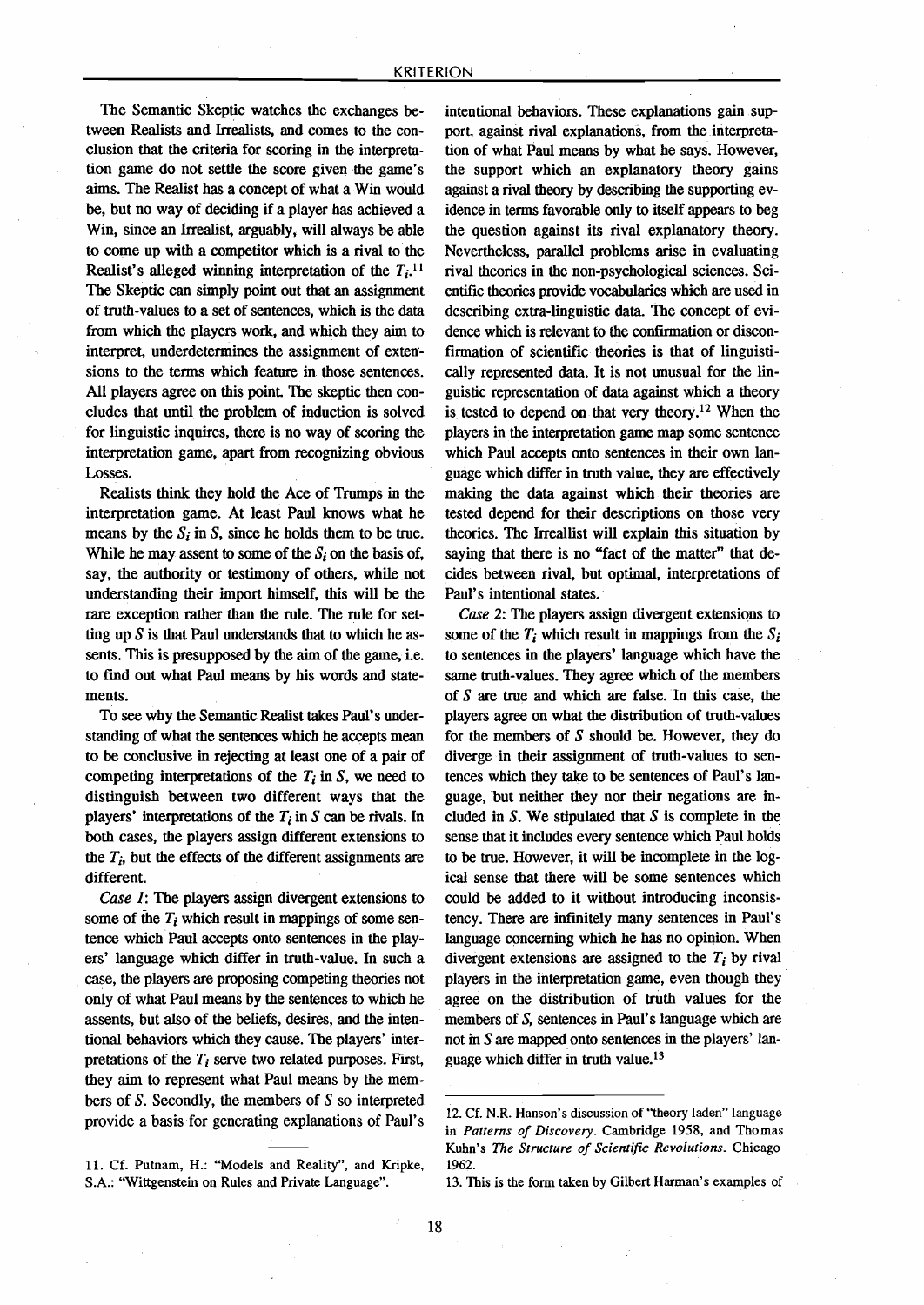The Semantic Skeptic watches the exchanges between Realists and Irrealists, and comes to the conclusion that the criteria for scoring in the interpretation game do not settle the score given the game's aims. The Realist has a concept of what a Win would be, but no way of deciding if a player has achieved a Win, since an Irrealist, arguably, will always be able to come up with a competitor which is a rival to the Realist's alleged winning interpretation of the $T_i$.[11] The Skeptic can simply point out that an assignment of truth-values to a set of sentences, which is the data from which the players work, and which they aim to interpret, underdetermines the assignment of extensions to the terms which feature in those sentences. All players agree on this point. The skeptic then concludes that until the problem of induction is solved for linguistic inquires, there is no way of scoring the interpretation game, apart from recognizing obvious Losses.

Realists think they hold the Ace of Trumps in the interpretation game. At least Paul knows what he means by the $S_i$ in $S$, since he holds them to be true. While he may assent to some of the $S_i$ on the basis of, say, the authority or testimony of others, while not understanding their import himself, this will be the rare exception rather than the rule. The rule for setting up $S$ is that Paul understands that to which he assents. This is presupposed by the aim of the game, i.e. to find out what Paul means by his words and statements.

To see why the Semantic Realist takes Paul's understanding of what the sentences which he accepts mean to be conclusive in rejecting at least one of a pair of competing interpretations of the $T_i$ in $S$, we need to distinguish between two different ways that the players' interpretations of the $T_i$ in $S$ can be rivals. In both cases, the players assign different extensions to the $T_i$, but the effects of the different assignments are different.

*Case 1*: The players assign divergent extensions to some of the $T_i$ which result in mappings of some sentence which Paul accepts onto sentences in the players' language which differ in truth-value. In such a case, the players are proposing competing theories not only of what Paul means by the sentences to which he assents, but also of the beliefs, desires, and the intentional behaviors which they cause. The players' interpretations of the $T_i$ serve two related purposes. First, they aim to represent what Paul means by the members of $S$. Secondly, the members of $S$ so interpreted provide a basis for generating explanations of Paul's intentional behaviors. These explanations gain support, against rival explanations, from the interpretation of what Paul means by what he says. However, the support which an explanatory theory gains against a rival theory by describing the supporting evidence in terms favorable only to itself appears to beg the question against its rival explanatory theory. Nevertheless, parallel problems arise in evaluating rival theories in the non-psychological sciences. Scientific theories provide vocabularies which are used in describing extra-linguistic data. The concept of evidence which is relevant to the confirmation or disconfirmation of scientific theories is that of linguistically represented data. It is not unusual for the linguistic representation of data against which a theory is tested to depend on that very theory.[12] When the players in the interpretation game map some sentence which Paul accepts onto sentences in their own language which differ in truth value, they are effectively making the data against which their theories are tested depend for their descriptions on those very theories. The Irreallist will explain this situation by saying that there is no "fact of the matter" that decides between rival, but optimal, interpretations of Paul's intentional states.

*Case 2*: The players assign divergent extensions to some of the $T_i$ which result in mappings from the $S_i$ to sentences in the players' language which have the same truth-values. They agree which of the members of $S$ are true and which are false. In this case, the players agree on what the distribution of truth-values for the members of $S$ should be. However, they do diverge in their assignment of truth-values to sentences which they take to be sentences of Paul's language, but neither they nor their negations are included in $S$. We stipulated that $S$ is complete in the sense that it includes every sentence which Paul holds to be true. However, it will be incomplete in the logical sense that there will be some sentences which could be added to it without introducing inconsistency. There are infinitely many sentences in Paul's language concerning which he has no opinion. When divergent extensions are assigned to the $T_i$ by rival players in the interpretation game, even though they agree on the distribution of truth values for the members of $S$, sentences in Paul's language which are not in $S$ are mapped onto sentences in the players' language which differ in truth value.[13]

---

11. Cf. Putnam, H.: "Models and Reality", and Kripke, S.A.: "Wittgenstein on Rules and Private Language".

12. Cf. N.R. Hanson's discussion of "theory laden" language in *Patterns of Discovery*. Cambridge 1958, and Thomas Kuhn's *The Structure of Scientific Revolutions*. Chicago 1962.

13. This is the form taken by Gilbert Harman's examples of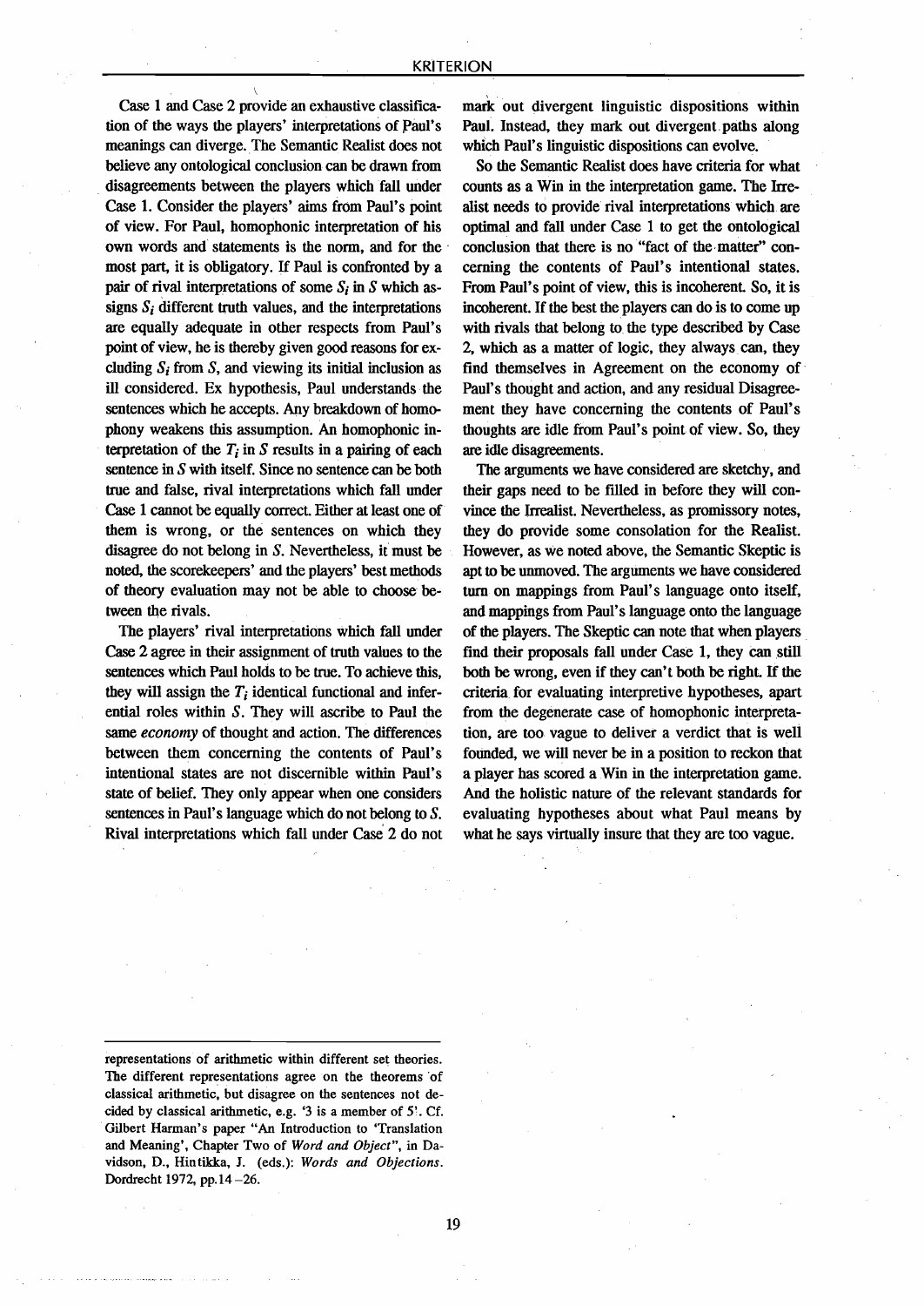Case 1 and Case 2 provide an exhaustive classification of the ways the players' interpretations of Paul's meanings can diverge. The Semantic Realist does not believe any ontological conclusion can be drawn from disagreements between the players which fall under Case 1. Consider the players' aims from Paul's point of view. For Paul, homophonic interpretation of his own words and statements is the norm, and for the most part, it is obligatory. If Paul is confronted by a pair of rival interpretations of some $S_i$ in $S$ which assigns $S_i$ different truth values, and the interpretations are equally adequate in other respects from Paul's point of view, he is thereby given good reasons for excluding $S_i$ from $S$, and viewing its initial inclusion as ill considered. Ex hypothesis, Paul understands the sentences which he accepts. Any breakdown of homophony weakens this assumption. An homophonic interpretation of the $T_i$ in $S$ results in a pairing of each sentence in $S$ with itself. Since no sentence can be both true and false, rival interpretations which fall under Case 1 cannot be equally correct. Either at least one of them is wrong, or the sentences on which they disagree do not belong in $S$. Nevertheless, it must be noted, the scorekeepers' and the players' best methods of theory evaluation may not be able to choose between the rivals.

The players' rival interpretations which fall under Case 2 agree in their assignment of truth values to the sentences which Paul holds to be true. To achieve this, they will assign the $T_i$ identical functional and inferential roles within $S$. They will ascribe to Paul the same *economy* of thought and action. The differences between them concerning the contents of Paul's intentional states are not discernible within Paul's state of belief. They only appear when one considers sentences in Paul's language which do not belong to $S$. Rival interpretations which fall under Case 2 do not mark out divergent linguistic dispositions within Paul. Instead, they mark out divergent paths along which Paul's linguistic dispositions can evolve.

So the Semantic Realist does have criteria for what counts as a Win in the interpretation game. The Irrealist needs to provide rival interpretations which are optimal and fall under Case 1 to get the ontological conclusion that there is no "fact of the matter" concerning the contents of Paul's intentional states. From Paul's point of view, this is incoherent. So, it is incoherent. If the best the players can do is to come up with rivals that belong to the type described by Case 2, which as a matter of logic, they always can, they find themselves in Agreement on the economy of Paul's thought and action, and any residual Disagreement they have concerning the contents of Paul's thoughts are idle from Paul's point of view. So, they are idle disagreements.

The arguments we have considered are sketchy, and their gaps need to be filled in before they will convince the Irrealist. Nevertheless, as promissory notes, they do provide some consolation for the Realist. However, as we noted above, the Semantic Skeptic is apt to be unmoved. The arguments we have considered turn on mappings from Paul's language onto itself, and mappings from Paul's language onto the language of the players. The Skeptic can note that when players find their proposals fall under Case 1, they can still both be wrong, even if they can't both be right. If the criteria for evaluating interpretive hypotheses, apart from the degenerate case of homophonic interpretation, are too vague to deliver a verdict that is well founded, we will never be in a position to reckon that a player has scored a Win in the interpretation game. And the holistic nature of the relevant standards for evaluating hypotheses about what Paul means by what he says virtually insure that they are too vague.

---

representations of arithmetic within different set theories. The different representations agree on the theorems of classical arithmetic, but disagree on the sentences not decided by classical arithmetic, e.g. '3 is a member of 5'. Cf. Gilbert Harman's paper "An Introduction to 'Translation and Meaning', Chapter Two of *Word and Object*", in Davidson, D., Hintikka, J. (eds.): *Words and Objections*. Dordrecht 1972, pp.14–26.